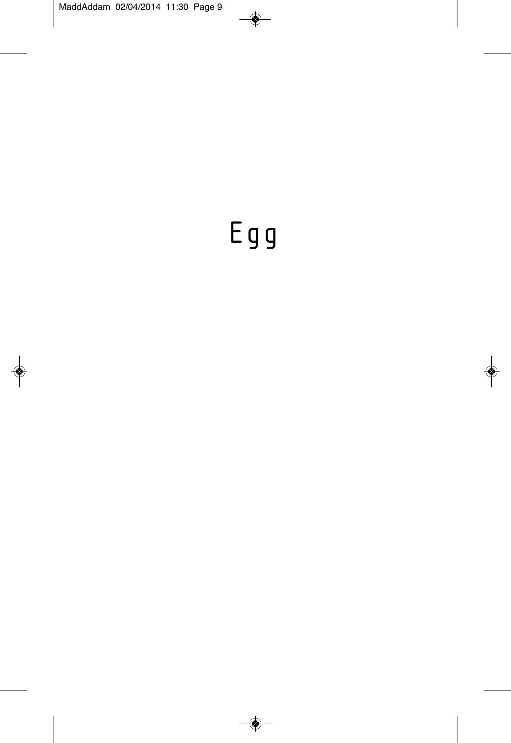# Egg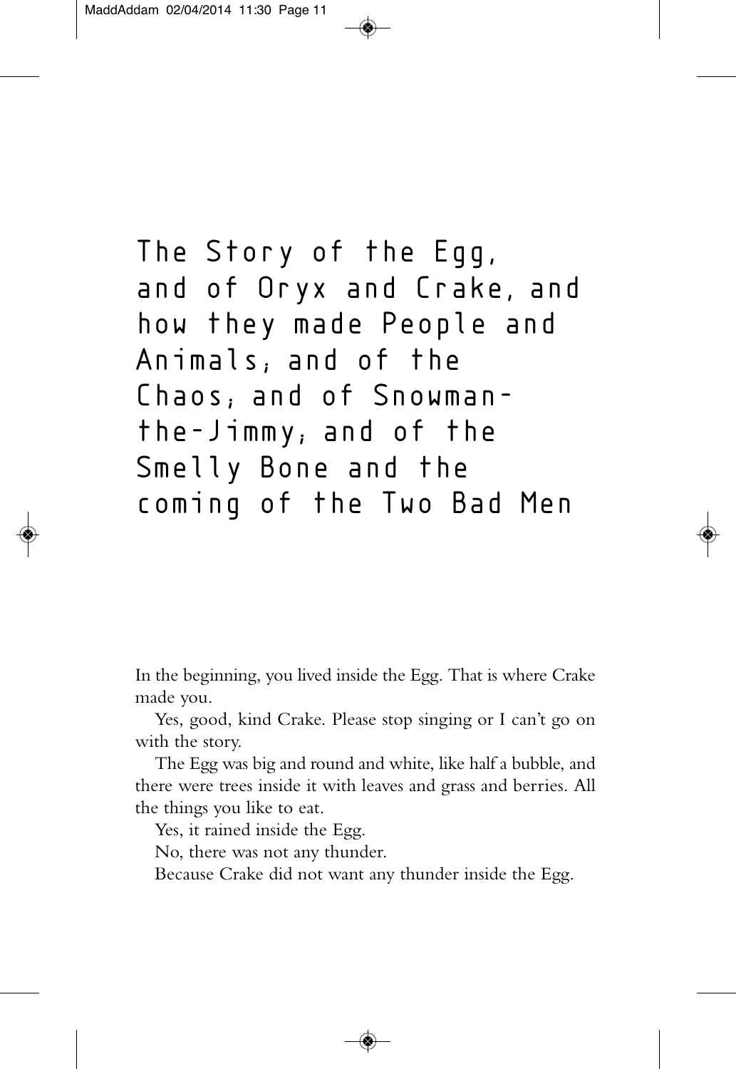# The Story of the Egg, and of Oryx and Crake, and how they made People and Animals; and of the Chaos; and of Snowman-the-Jimmy; and of the Smelly Bone and the coming of the Two Bad Men

In the beginning, you lived inside the Egg. That is where Crake made you.

Yes, good, kind Crake. Please stop singing or I can't go on with the story.

The Egg was big and round and white, like half a bubble, and there were trees inside it with leaves and grass and berries. All the things you like to eat.

Yes, it rained inside the Egg.

No, there was not any thunder.

Because Crake did not want any thunder inside the Egg.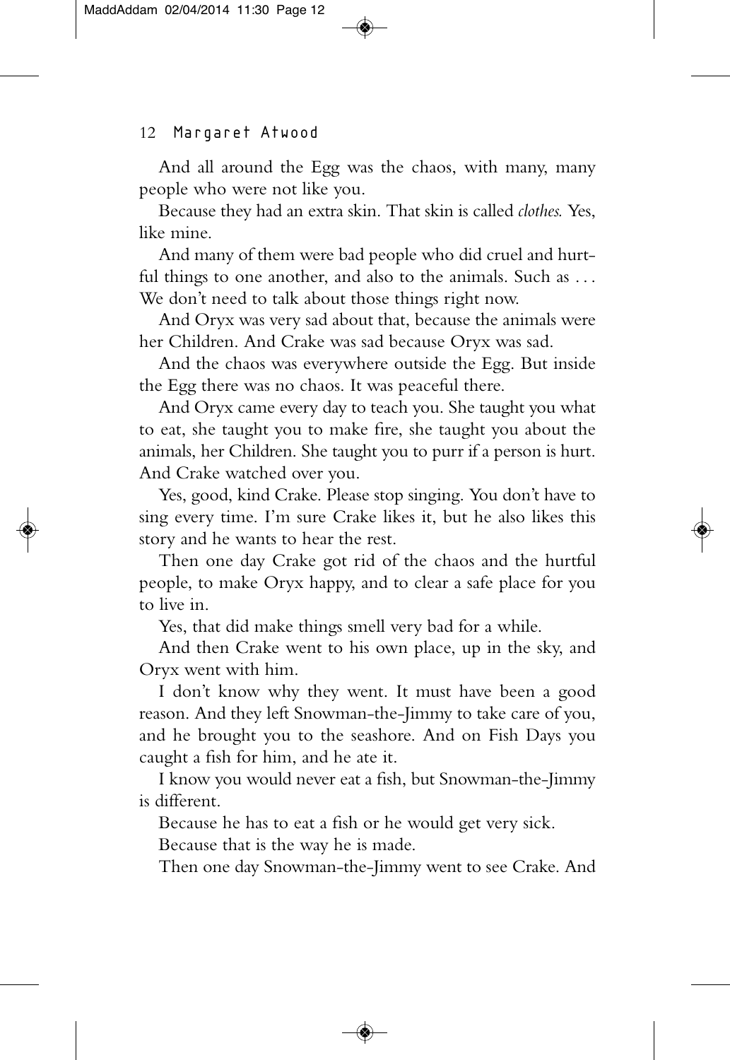And all around the Egg was the chaos, with many, many people who were not like you.

Because they had an extra skin. That skin is called *clothes.* Yes, like mine.

And many of them were bad people who did cruel and hurtful things to one another, and also to the animals. Such as . . . We don't need to talk about those things right now.

And Oryx was very sad about that, because the animals were her Children. And Crake was sad because Oryx was sad.

And the chaos was everywhere outside the Egg. But inside the Egg there was no chaos. It was peaceful there.

And Oryx came every day to teach you. She taught you what to eat, she taught you to make fire, she taught you about the animals, her Children. She taught you to purr if a person is hurt. And Crake watched over you.

Yes, good, kind Crake. Please stop singing. You don't have to sing every time. I'm sure Crake likes it, but he also likes this story and he wants to hear the rest.

Then one day Crake got rid of the chaos and the hurtful people, to make Oryx happy, and to clear a safe place for you to live in.

Yes, that did make things smell very bad for a while.

And then Crake went to his own place, up in the sky, and Oryx went with him.

I don't know why they went. It must have been a good reason. And they left Snowman-the-Jimmy to take care of you, and he brought you to the seashore. And on Fish Days you caught a fish for him, and he ate it.

I know you would never eat a fish, but Snowman-the-Jimmy is different.

Because he has to eat a fish or he would get very sick.

Because that is the way he is made.

Then one day Snowman-the-Jimmy went to see Crake. And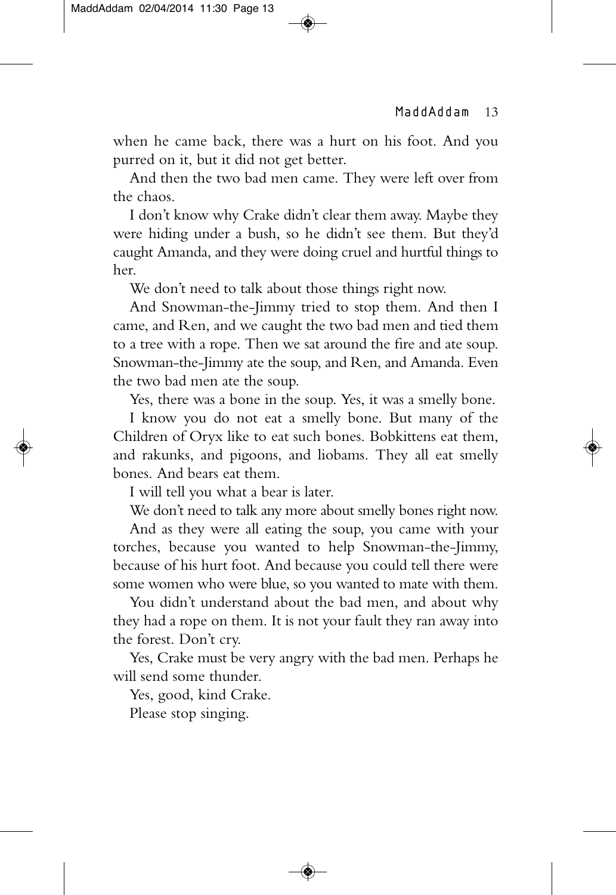when he came back, there was a hurt on his foot. And you purred on it, but it did not get better.

And then the two bad men came. They were left over from the chaos.

I don't know why Crake didn't clear them away. Maybe they were hiding under a bush, so he didn't see them. But they'd caught Amanda, and they were doing cruel and hurtful things to her.

We don't need to talk about those things right now.

And Snowman-the-Jimmy tried to stop them. And then I came, and Ren, and we caught the two bad men and tied them to a tree with a rope. Then we sat around the fire and ate soup. Snowman-the-Jimmy ate the soup, and Ren, and Amanda. Even the two bad men ate the soup.

Yes, there was a bone in the soup. Yes, it was a smelly bone.

I know you do not eat a smelly bone. But many of the Children of Oryx like to eat such bones. Bobkittens eat them, and rakunks, and pigoons, and liobams. They all eat smelly bones. And bears eat them.

I will tell you what a bear is later.

We don't need to talk any more about smelly bones right now.

And as they were all eating the soup, you came with your torches, because you wanted to help Snowman-the-Jimmy, because of his hurt foot. And because you could tell there were some women who were blue, so you wanted to mate with them.

You didn't understand about the bad men, and about why they had a rope on them. It is not your fault they ran away into the forest. Don't cry.

Yes, Crake must be very angry with the bad men. Perhaps he will send some thunder.

Yes, good, kind Crake.

Please stop singing.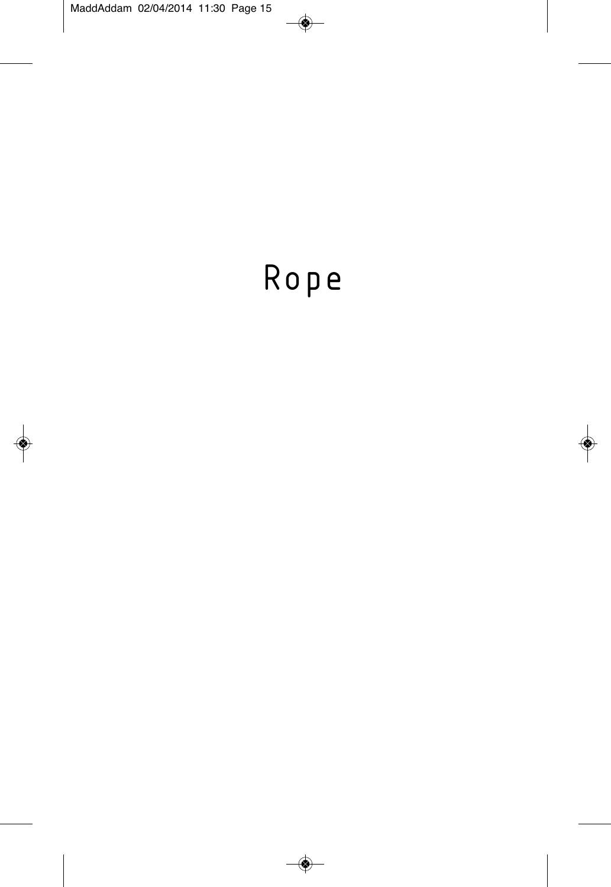# Rope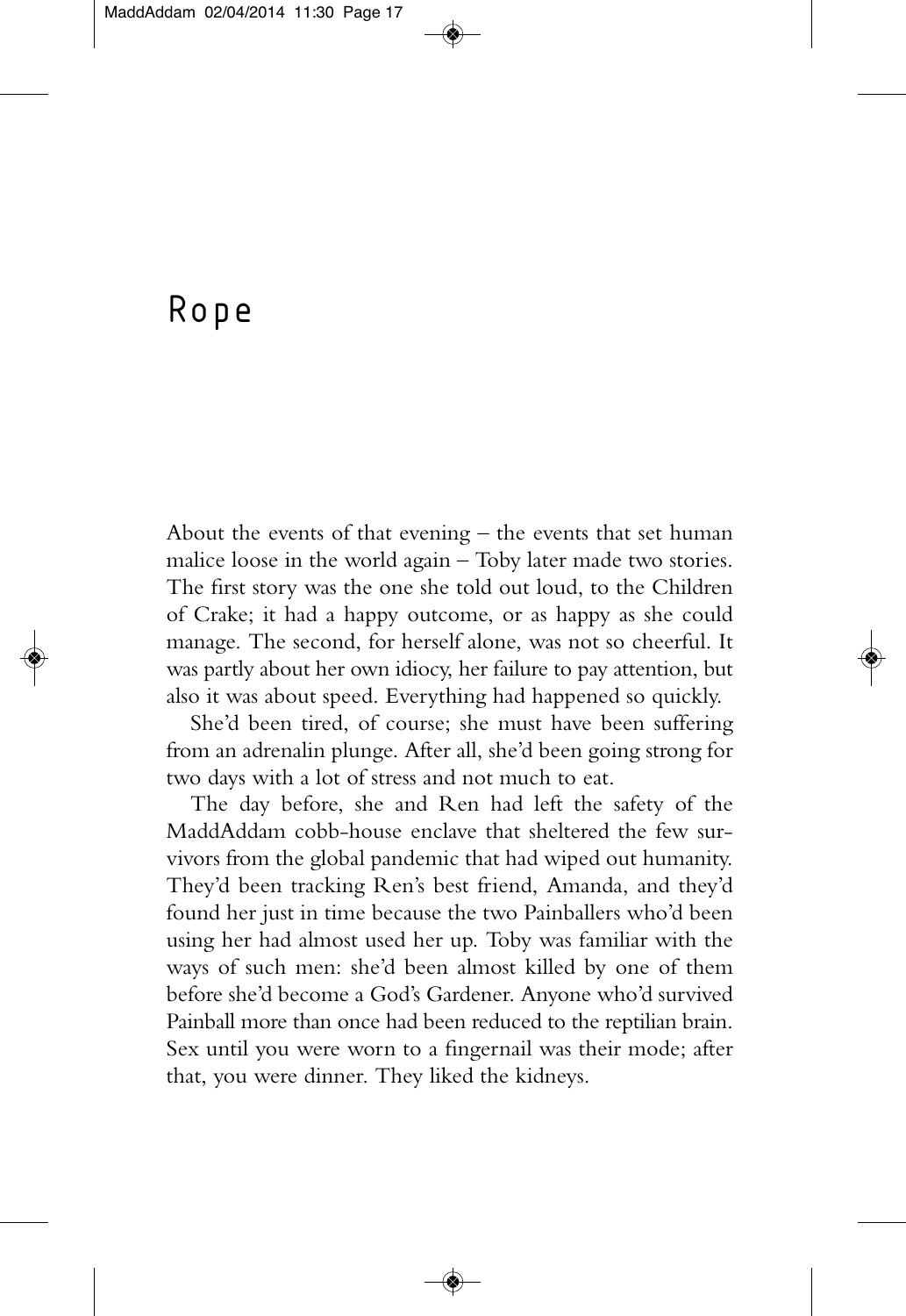# Rope

About the events of that evening – the events that set human malice loose in the world again – Toby later made two stories. The first story was the one she told out loud, to the Children of Crake; it had a happy outcome, or as happy as she could manage. The second, for herself alone, was not so cheerful. It was partly about her own idiocy, her failure to pay attention, but also it was about speed. Everything had happened so quickly.

She'd been tired, of course; she must have been suffering from an adrenalin plunge. After all, she'd been going strong for two days with a lot of stress and not much to eat.

The day before, she and Ren had left the safety of the MaddAddam cobb-house enclave that sheltered the few survivors from the global pandemic that had wiped out humanity. They'd been tracking Ren's best friend, Amanda, and they'd found her just in time because the two Painballers who'd been using her had almost used her up. Toby was familiar with the ways of such men: she'd been almost killed by one of them before she'd become a God's Gardener. Anyone who'd survived Painball more than once had been reduced to the reptilian brain. Sex until you were worn to a fingernail was their mode; after that, you were dinner. They liked the kidneys.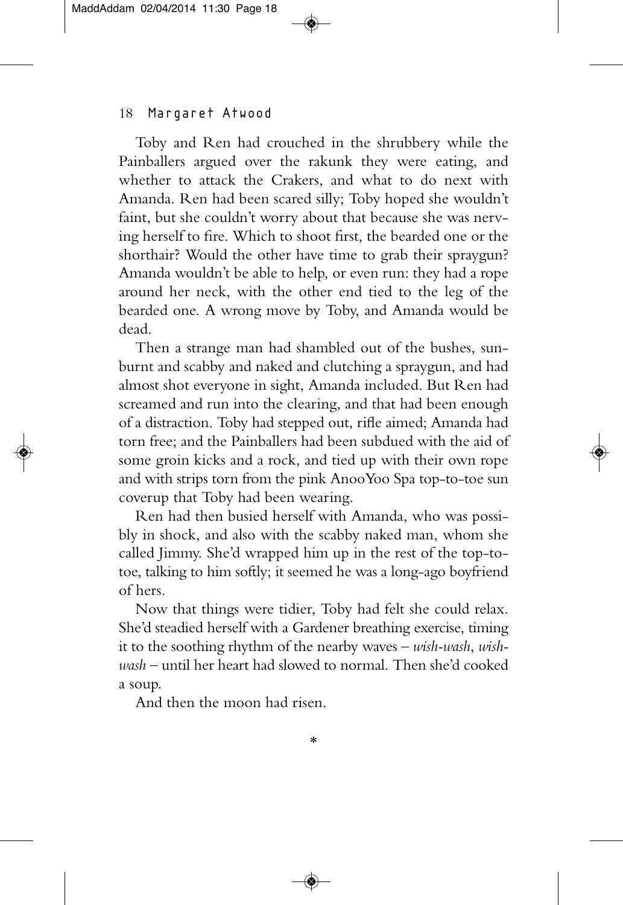Toby and Ren had crouched in the shrubbery while the Painballers argued over the rakunk they were eating, and whether to attack the Crakers, and what to do next with Amanda. Ren had been scared silly; Toby hoped she wouldn't faint, but she couldn't worry about that because she was nerving herself to fire. Which to shoot first, the bearded one or the shorthair? Would the other have time to grab their spraygun? Amanda wouldn't be able to help, or even run: they had a rope around her neck, with the other end tied to the leg of the bearded one. A wrong move by Toby, and Amanda would be dead.

Then a strange man had shambled out of the bushes, sunburnt and scabby and naked and clutching a spraygun, and had almost shot everyone in sight, Amanda included. But Ren had screamed and run into the clearing, and that had been enough of a distraction. Toby had stepped out, rifle aimed; Amanda had torn free; and the Painballers had been subdued with the aid of some groin kicks and a rock, and tied up with their own rope and with strips torn from the pink AnooYoo Spa top-to-toe sun coverup that Toby had been wearing.

Ren had then busied herself with Amanda, who was possibly in shock, and also with the scabby naked man, whom she called Jimmy. She'd wrapped him up in the rest of the top-to-toe, talking to him softly; it seemed he was a long-ago boyfriend of hers.

Now that things were tidier, Toby had felt she could relax. She'd steadied herself with a Gardener breathing exercise, timing it to the soothing rhythm of the nearby waves – *wish-wash, wish-wash* – until her heart had slowed to normal. Then she'd cooked a soup.

And then the moon had risen.

*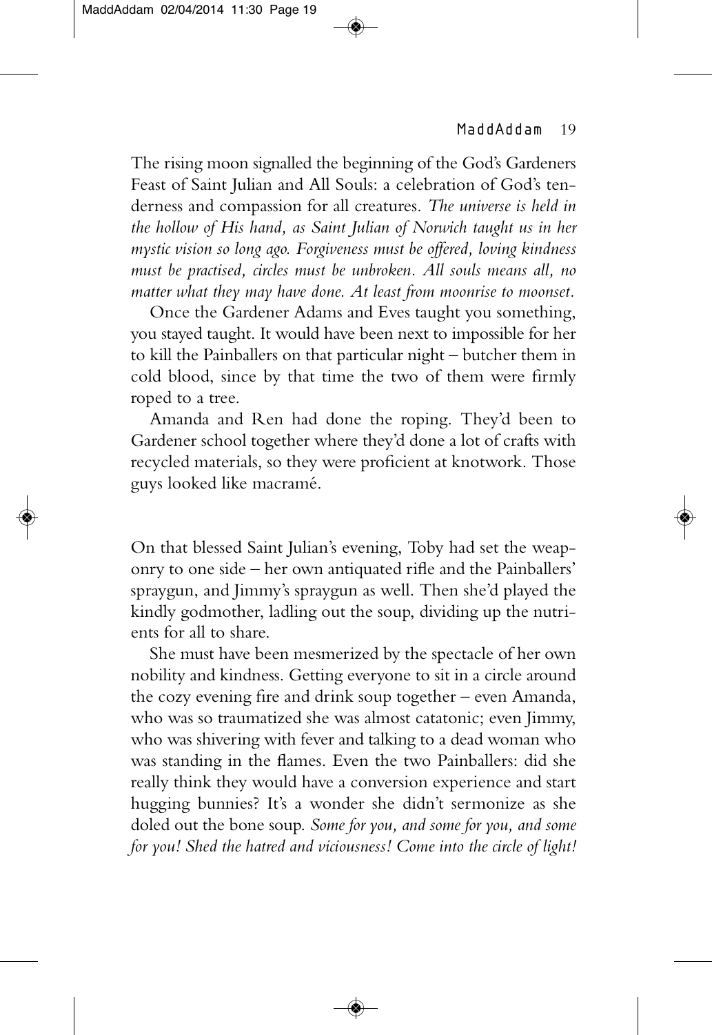The rising moon signalled the beginning of the God's Gardeners Feast of Saint Julian and All Souls: a celebration of God's tenderness and compassion for all creatures. *The universe is held in the hollow of His hand, as Saint Julian of Norwich taught us in her mystic vision so long ago. Forgiveness must be offered, loving kindness must be practised, circles must be unbroken. All souls means all, no matter what they may have done. At least from moonrise to moonset.*

Once the Gardener Adams and Eves taught you something, you stayed taught. It would have been next to impossible for her to kill the Painballers on that particular night – butcher them in cold blood, since by that time the two of them were firmly roped to a tree.

Amanda and Ren had done the roping. They'd been to Gardener school together where they'd done a lot of crafts with recycled materials, so they were proficient at knotwork. Those guys looked like macramé.

On that blessed Saint Julian's evening, Toby had set the weaponry to one side – her own antiquated rifle and the Painballers' spraygun, and Jimmy's spraygun as well. Then she'd played the kindly godmother, ladling out the soup, dividing up the nutrients for all to share.

She must have been mesmerized by the spectacle of her own nobility and kindness. Getting everyone to sit in a circle around the cozy evening fire and drink soup together – even Amanda, who was so traumatized she was almost catatonic; even Jimmy, who was shivering with fever and talking to a dead woman who was standing in the flames. Even the two Painballers: did she really think they would have a conversion experience and start hugging bunnies? It's a wonder she didn't sermonize as she doled out the bone soup. *Some for you, and some for you, and some for you! Shed the hatred and viciousness! Come into the circle of light!*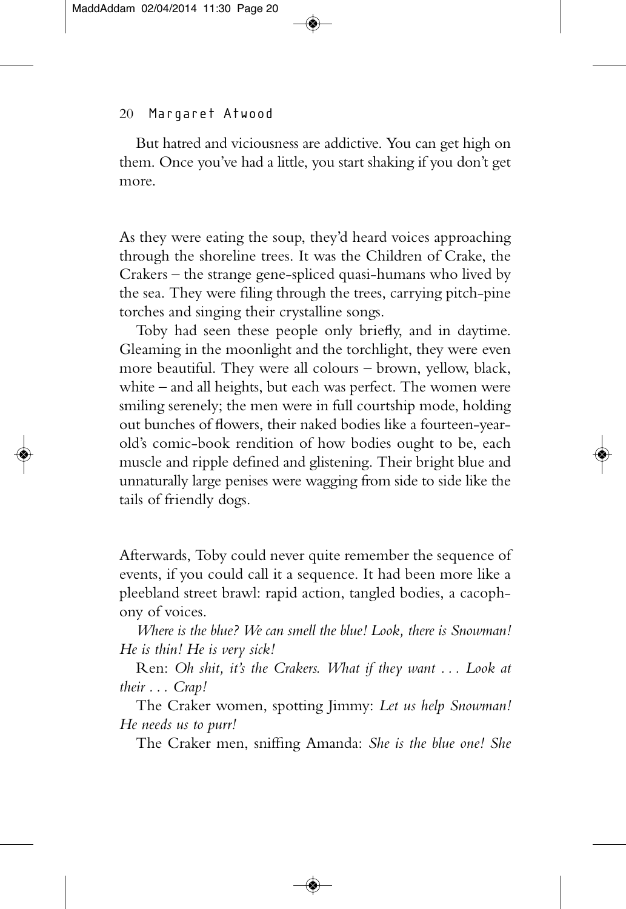But hatred and viciousness are addictive. You can get high on them. Once you've had a little, you start shaking if you don't get more.

As they were eating the soup, they'd heard voices approaching through the shoreline trees. It was the Children of Crake, the Crakers – the strange gene-spliced quasi-humans who lived by the sea. They were filing through the trees, carrying pitch-pine torches and singing their crystalline songs.

Toby had seen these people only briefly, and in daytime. Gleaming in the moonlight and the torchlight, they were even more beautiful. They were all colours – brown, yellow, black, white – and all heights, but each was perfect. The women were smiling serenely; the men were in full courtship mode, holding out bunches of flowers, their naked bodies like a fourteen-year-old's comic-book rendition of how bodies ought to be, each muscle and ripple defined and glistening. Their bright blue and unnaturally large penises were wagging from side to side like the tails of friendly dogs.

Afterwards, Toby could never quite remember the sequence of events, if you could call it a sequence. It had been more like a pleebland street brawl: rapid action, tangled bodies, a cacophony of voices.

*Where is the blue? We can smell the blue! Look, there is Snowman! He is thin! He is very sick!*

Ren: *Oh shit, it's the Crakers. What if they want . . . Look at their . . . Crap!*

The Craker women, spotting Jimmy: *Let us help Snowman! He needs us to purr!*

The Craker men, sniffing Amanda: *She is the blue one! She*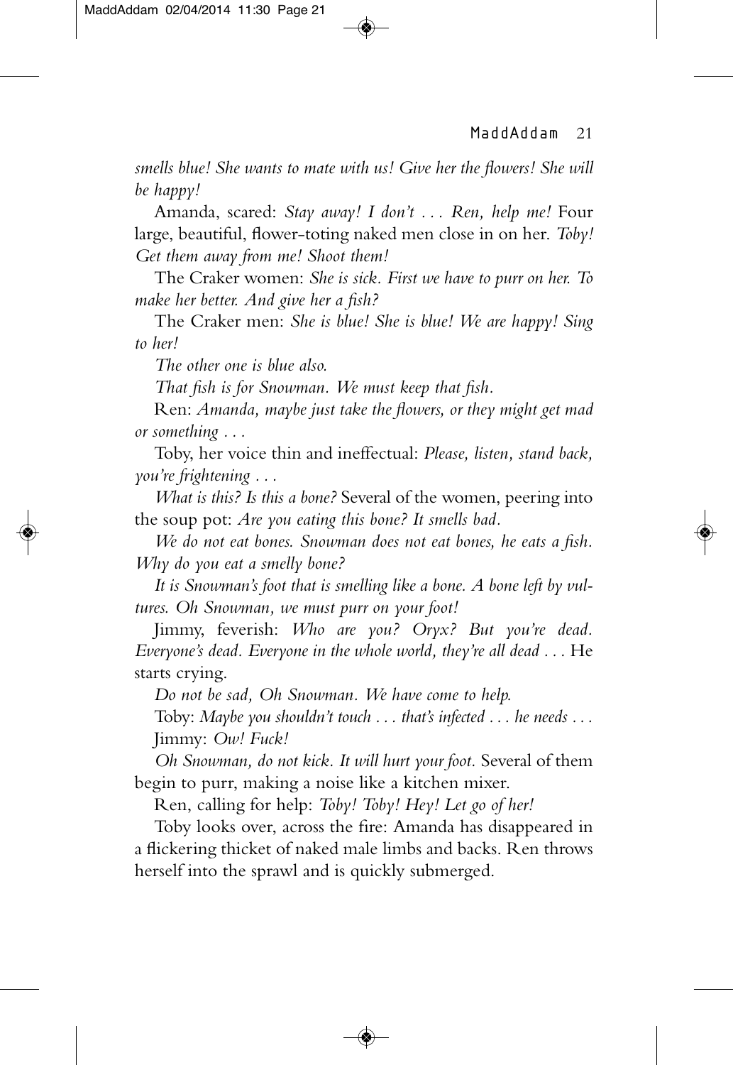*smells blue! She wants to mate with us! Give her the flowers! She will be happy!*

Amanda, scared: *Stay away! I don't . . . Ren, help me!* Four large, beautiful, flower-toting naked men close in on her. *Toby! Get them away from me! Shoot them!*

The Craker women: *She is sick. First we have to purr on her. To make her better. And give her a fish?*

The Craker men: *She is blue! She is blue! We are happy! Sing to her!*

*The other one is blue also.*

*That fish is for Snowman. We must keep that fish.*

Ren: *Amanda, maybe just take the flowers, or they might get mad or something . . .*

Toby, her voice thin and ineffectual: *Please, listen, stand back, you're frightening . . .*

*What is this? Is this a bone?* Several of the women, peering into the soup pot: *Are you eating this bone? It smells bad.*

*We do not eat bones. Snowman does not eat bones, he eats a fish. Why do you eat a smelly bone?*

*It is Snowman's foot that is smelling like a bone. A bone left by vultures. Oh Snowman, we must purr on your foot!*

Jimmy, feverish: *Who are you? Oryx? But you're dead. Everyone's dead. Everyone in the whole world, they're all dead . . .* He starts crying.

*Do not be sad, Oh Snowman. We have come to help.*

Toby: *Maybe you shouldn't touch . . . that's infected . . . he needs . . .*

Jimmy: *Ow! Fuck!*

*Oh Snowman, do not kick. It will hurt your foot.* Several of them begin to purr, making a noise like a kitchen mixer.

Ren, calling for help: *Toby! Toby! Hey! Let go of her!*

Toby looks over, across the fire: Amanda has disappeared in a flickering thicket of naked male limbs and backs. Ren throws herself into the sprawl and is quickly submerged.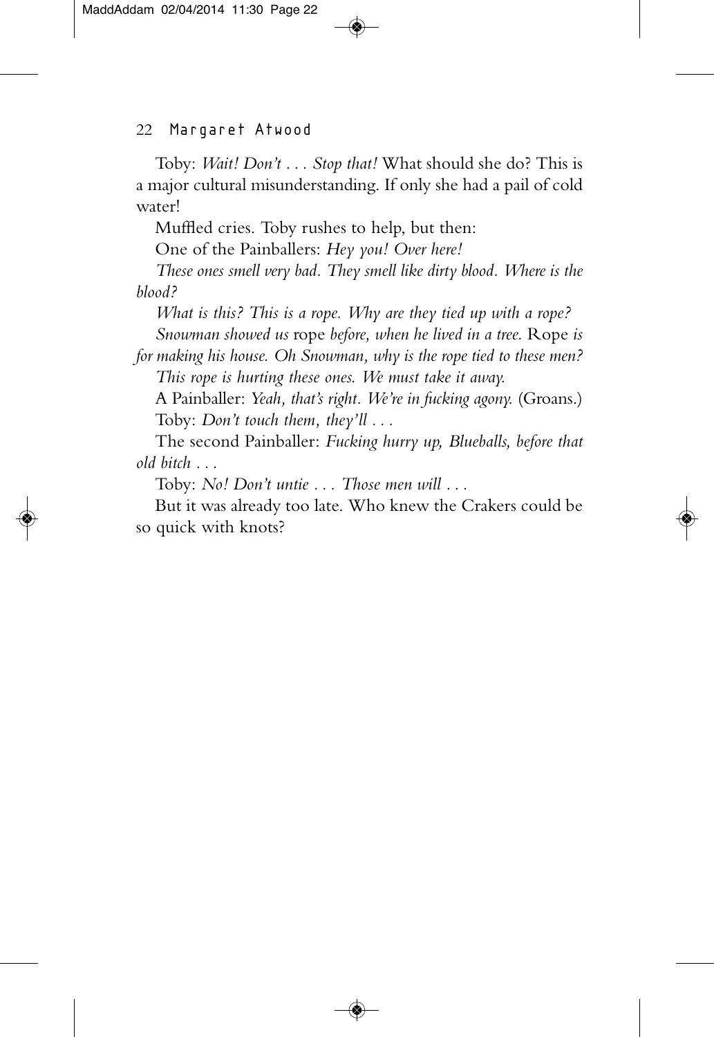Toby: *Wait! Don't . . . Stop that!* What should she do? This is a major cultural misunderstanding. If only she had a pail of cold water!

Muffled cries. Toby rushes to help, but then:

One of the Painballers: *Hey you! Over here!*

*These ones smell very bad. They smell like dirty blood. Where is the blood?*

*What is this? This is a rope. Why are they tied up with a rope?*

*Snowman showed us* rope *before, when he lived in a tree.* Rope *is for making his house. Oh Snowman, why is the rope tied to these men?*

*This rope is hurting these ones. We must take it away.*

A Painballer: *Yeah, that's right. We're in fucking agony.* (Groans.)

Toby: *Don't touch them, they'll . . .*

The second Painballer: *Fucking hurry up, Blueballs, before that old bitch . . .*

Toby: *No! Don't untie . . . Those men will . . .*

But it was already too late. Who knew the Crakers could be so quick with knots?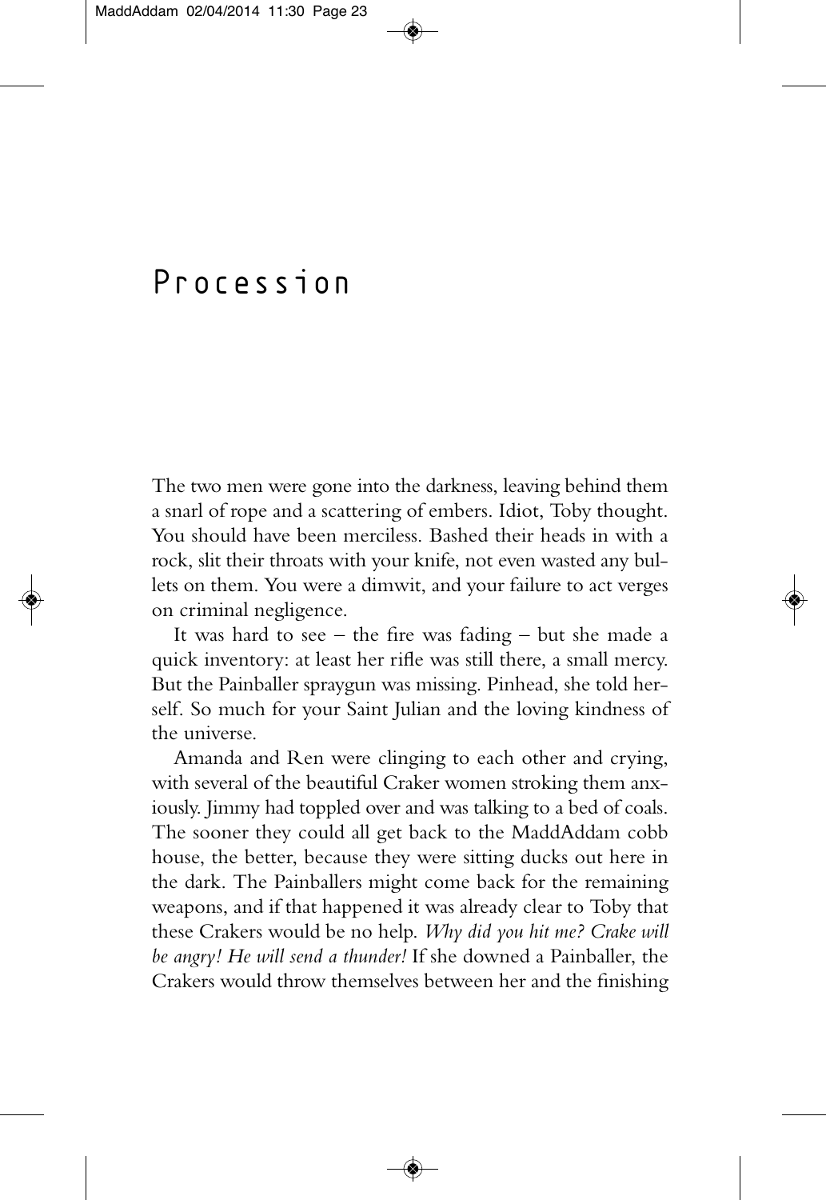# Procession

The two men were gone into the darkness, leaving behind them a snarl of rope and a scattering of embers. Idiot, Toby thought. You should have been merciless. Bashed their heads in with a rock, slit their throats with your knife, not even wasted any bullets on them. You were a dimwit, and your failure to act verges on criminal negligence.

It was hard to see – the fire was fading – but she made a quick inventory: at least her rifle was still there, a small mercy. But the Painballer spraygun was missing. Pinhead, she told herself. So much for your Saint Julian and the loving kindness of the universe.

Amanda and Ren were clinging to each other and crying, with several of the beautiful Craker women stroking them anxiously. Jimmy had toppled over and was talking to a bed of coals. The sooner they could all get back to the MaddAddam cobb house, the better, because they were sitting ducks out here in the dark. The Painballers might come back for the remaining weapons, and if that happened it was already clear to Toby that these Crakers would be no help. *Why did you hit me? Crake will be angry! He will send a thunder!* If she downed a Painballer, the Crakers would throw themselves between her and the finishing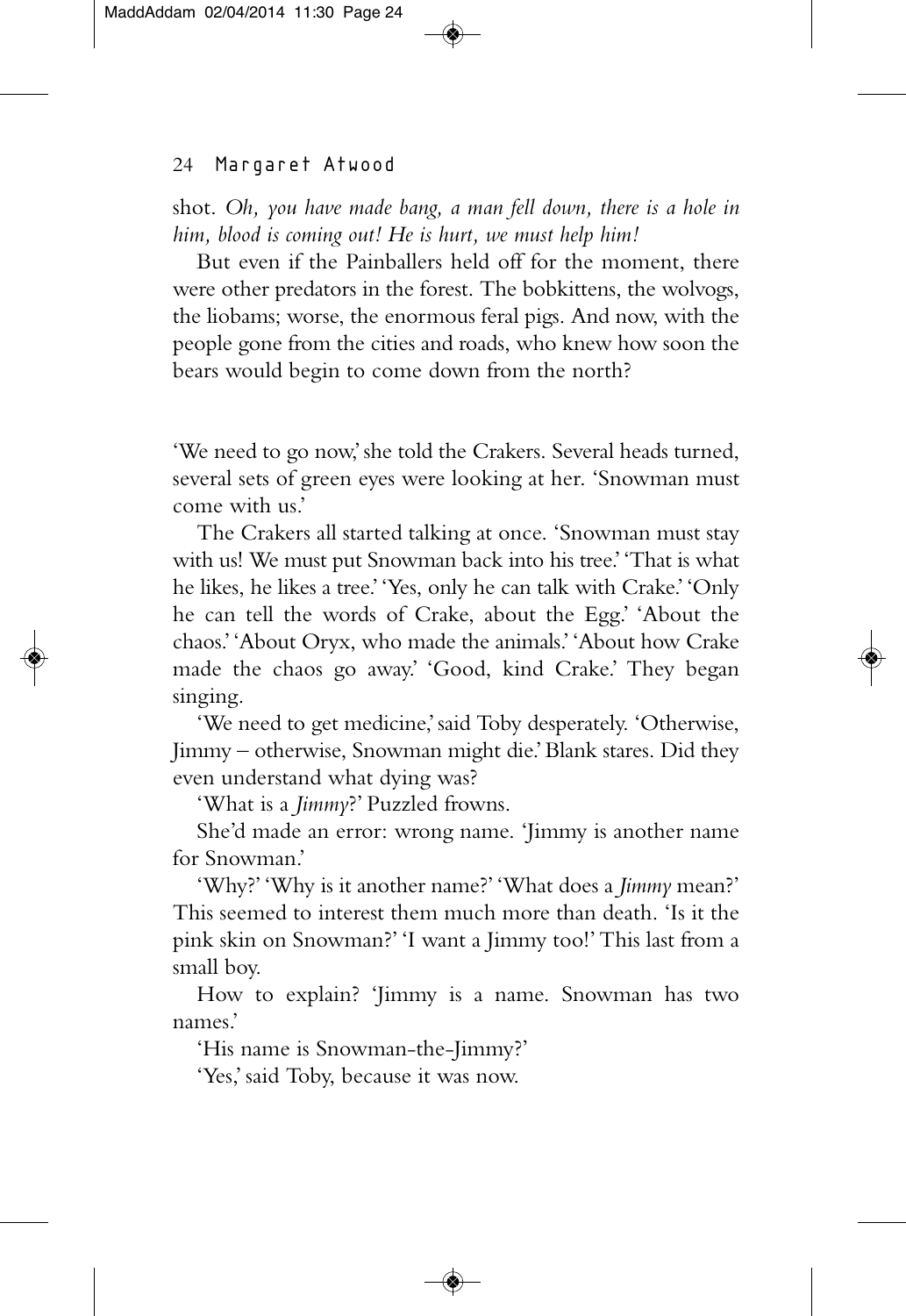shot. *Oh, you have made bang, a man fell down, there is a hole in him, blood is coming out! He is hurt, we must help him!*

But even if the Painballers held off for the moment, there were other predators in the forest. The bobkittens, the wolvogs, the liobams; worse, the enormous feral pigs. And now, with the people gone from the cities and roads, who knew how soon the bears would begin to come down from the north?

'We need to go now,' she told the Crakers. Several heads turned, several sets of green eyes were looking at her. 'Snowman must come with us.'

The Crakers all started talking at once. 'Snowman must stay with us! We must put Snowman back into his tree.' 'That is what he likes, he likes a tree.' 'Yes, only he can talk with Crake.' 'Only he can tell the words of Crake, about the Egg.' 'About the chaos.' 'About Oryx, who made the animals.' 'About how Crake made the chaos go away.' 'Good, kind Crake.' They began singing.

'We need to get medicine,' said Toby desperately. 'Otherwise, Jimmy – otherwise, Snowman might die.' Blank stares. Did they even understand what dying was?

'What is a *Jimmy*?' Puzzled frowns.

She'd made an error: wrong name. 'Jimmy is another name for Snowman.'

'Why?' 'Why is it another name?' 'What does a *Jimmy* mean?' This seemed to interest them much more than death. 'Is it the pink skin on Snowman?' 'I want a Jimmy too!' This last from a small boy.

How to explain? 'Jimmy is a name. Snowman has two names.'

'His name is Snowman-the-Jimmy?'

'Yes,' said Toby, because it was now.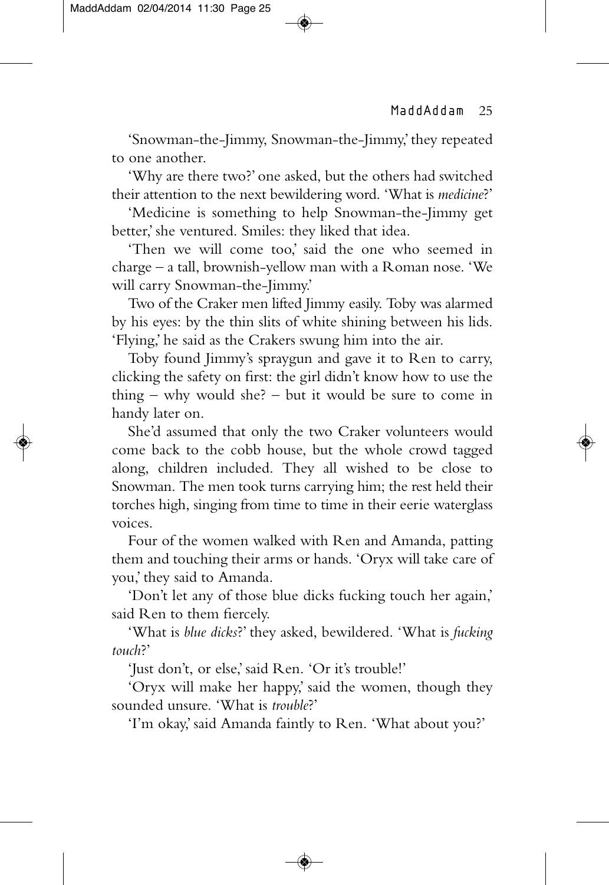'Snowman-the-Jimmy, Snowman-the-Jimmy,' they repeated to one another.

'Why are there two?' one asked, but the others had switched their attention to the next bewildering word. 'What is *medicine*?'

'Medicine is something to help Snowman-the-Jimmy get better,' she ventured. Smiles: they liked that idea.

'Then we will come too,' said the one who seemed in charge – a tall, brownish-yellow man with a Roman nose. 'We will carry Snowman-the-Jimmy.'

Two of the Craker men lifted Jimmy easily. Toby was alarmed by his eyes: by the thin slits of white shining between his lids. 'Flying,' he said as the Crakers swung him into the air.

Toby found Jimmy's spraygun and gave it to Ren to carry, clicking the safety on first: the girl didn't know how to use the thing – why would she? – but it would be sure to come in handy later on.

She'd assumed that only the two Craker volunteers would come back to the cobb house, but the whole crowd tagged along, children included. They all wished to be close to Snowman. The men took turns carrying him; the rest held their torches high, singing from time to time in their eerie waterglass voices.

Four of the women walked with Ren and Amanda, patting them and touching their arms or hands. 'Oryx will take care of you,' they said to Amanda.

'Don't let any of those blue dicks fucking touch her again,' said Ren to them fiercely.

'What is *blue dicks*?' they asked, bewildered. 'What is *fucking touch*?'

'Just don't, or else,' said Ren. 'Or it's trouble!'

'Oryx will make her happy,' said the women, though they sounded unsure. 'What is *trouble*?'

'I'm okay,' said Amanda faintly to Ren. 'What about you?'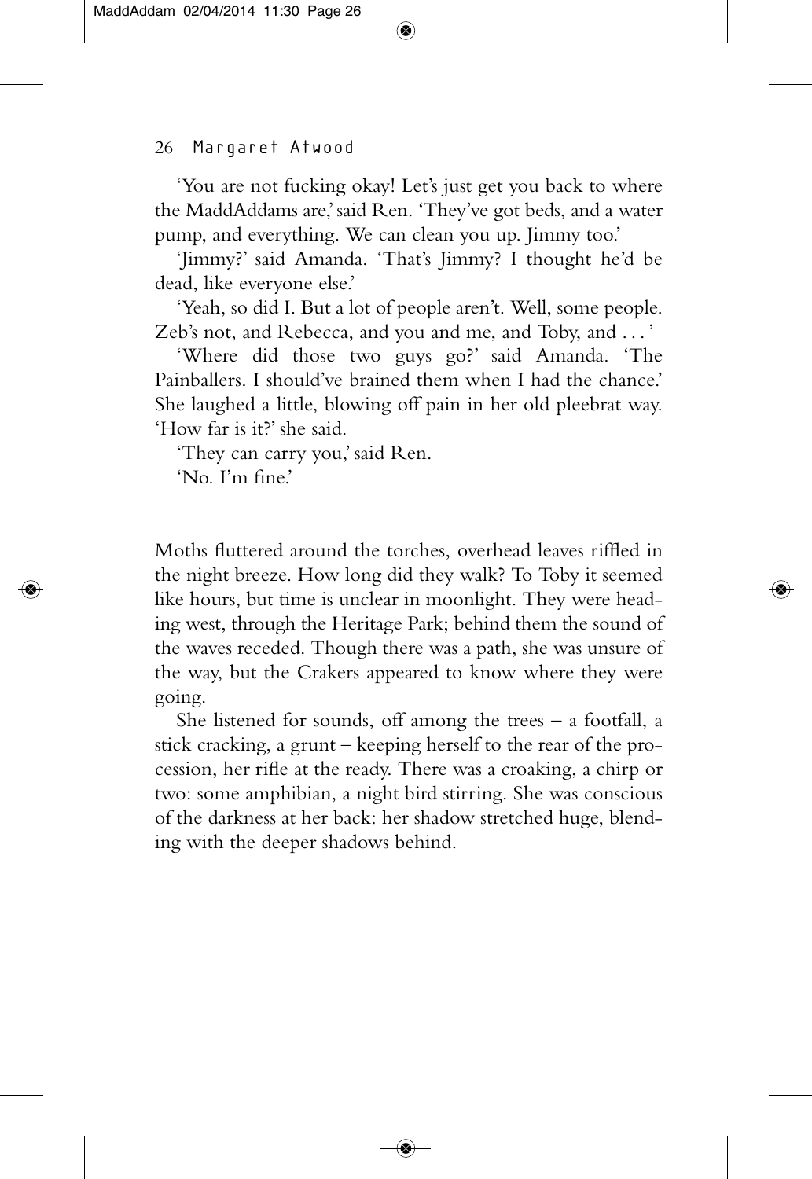'You are not fucking okay! Let's just get you back to where the MaddAddams are,' said Ren. 'They've got beds, and a water pump, and everything. We can clean you up. Jimmy too.'

'Jimmy?' said Amanda. 'That's Jimmy? I thought he'd be dead, like everyone else.'

'Yeah, so did I. But a lot of people aren't. Well, some people. Zeb's not, and Rebecca, and you and me, and Toby, and . . . '

'Where did those two guys go?' said Amanda. 'The Painballers. I should've brained them when I had the chance.' She laughed a little, blowing off pain in her old pleebrat way. 'How far is it?' she said.

'They can carry you,' said Ren.

'No. I'm fine.'

Moths fluttered around the torches, overhead leaves riffled in the night breeze. How long did they walk? To Toby it seemed like hours, but time is unclear in moonlight. They were heading west, through the Heritage Park; behind them the sound of the waves receded. Though there was a path, she was unsure of the way, but the Crakers appeared to know where they were going.

She listened for sounds, off among the trees – a footfall, a stick cracking, a grunt – keeping herself to the rear of the procession, her rifle at the ready. There was a croaking, a chirp or two: some amphibian, a night bird stirring. She was conscious of the darkness at her back: her shadow stretched huge, blending with the deeper shadows behind.